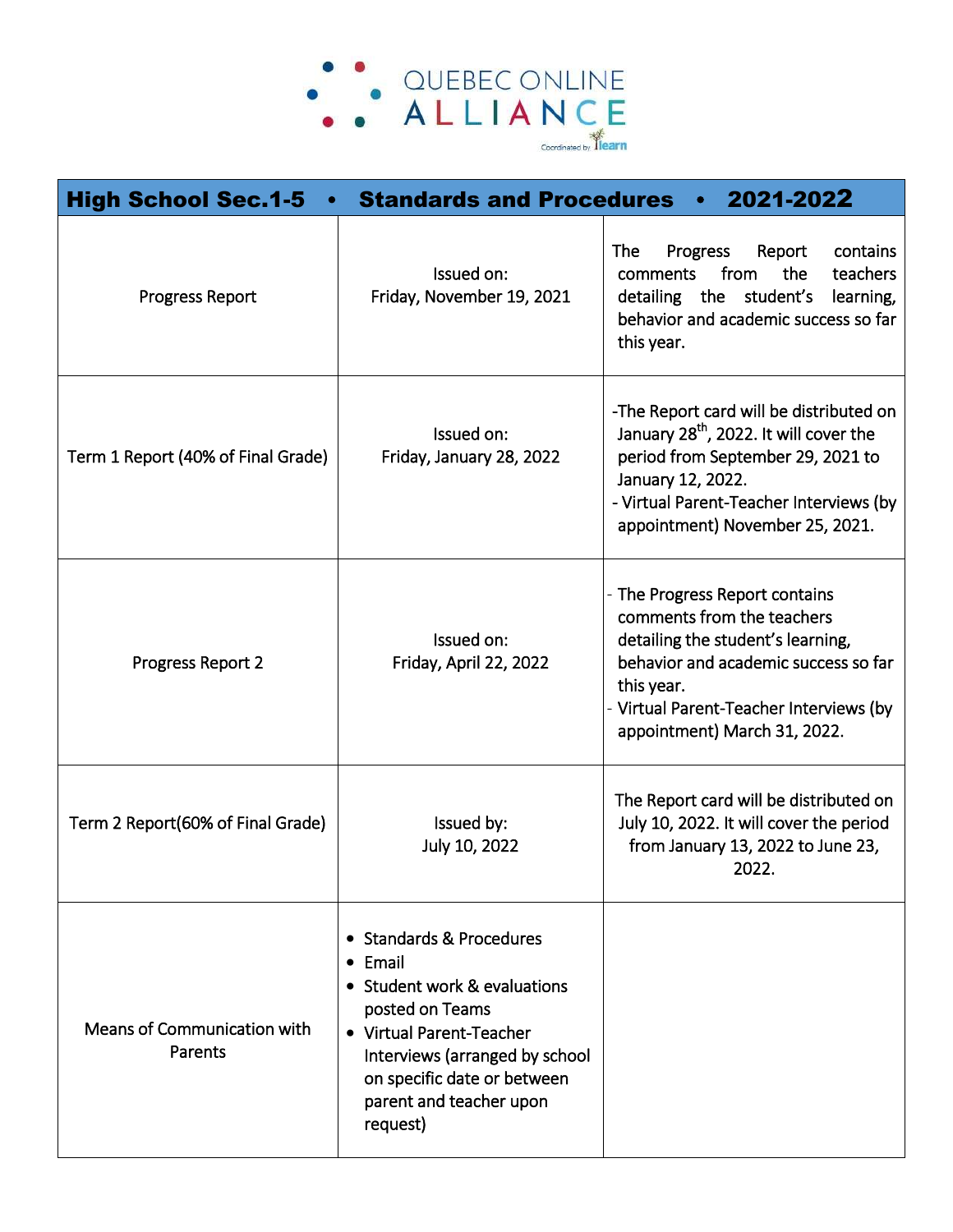QUEBEC ONLINE ALLIANCE

Coordinated by ilearn

| High School Sec.1-5 • Standards and Procedures • 2021-2022 | | |
|---|---|---|
| Progress Report | Issued on:<br>Friday, November 19, 2021 | The Progress Report contains comments from the teachers detailing the student's learning, behavior and academic success so far this year. |
| Term 1 Report (40% of Final Grade) | Issued on:<br>Friday, January 28, 2022 | -The Report card will be distributed on January 28th, 2022. It will cover the period from September 29, 2021 to January 12, 2022.<br>- Virtual Parent-Teacher Interviews (by appointment) November 25, 2021. |
| Progress Report 2 | Issued on:<br>Friday, April 22, 2022 | - The Progress Report contains comments from the teachers detailing the student's learning, behavior and academic success so far this year.<br>- Virtual Parent-Teacher Interviews (by appointment) March 31, 2022. |
| Term 2 Report(60% of Final Grade) | Issued by:<br>July 10, 2022 | The Report card will be distributed on July 10, 2022. It will cover the period from January 13, 2022 to June 23, 2022. |
| Means of Communication with Parents | • Standards & Procedures<br>• Email<br>• Student work & evaluations posted on Teams<br>• Virtual Parent-Teacher Interviews (arranged by school on specific date or between parent and teacher upon request) | |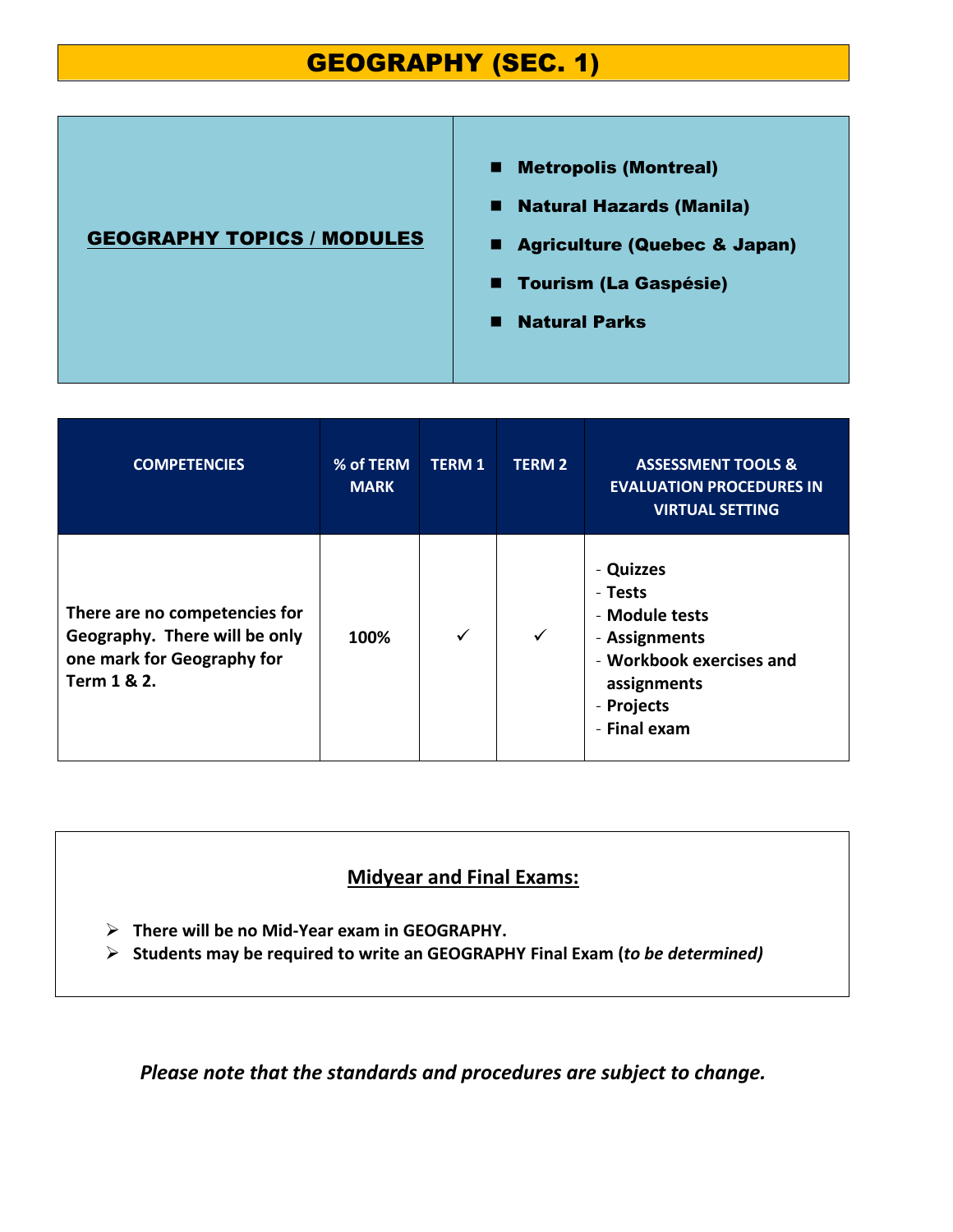# GEOGRAPHY (SEC. 1)

| | |
|---|---|
| **GEOGRAPHY TOPICS / MODULES** | ■ **Metropolis (Montreal)**<br>■ **Natural Hazards (Manila)**<br>■ **Agriculture (Quebec & Japan)**<br>■ **Tourism (La Gaspésie)**<br>■ **Natural Parks** |

| COMPETENCIES | % of TERM MARK | TERM 1 | TERM 2 | ASSESSMENT TOOLS & EVALUATION PROCEDURES IN VIRTUAL SETTING |
|---|---|---|---|---|
| **There are no competencies for Geography. There will be only one mark for Geography for Term 1 & 2.** | **100%** | ✓ | ✓ | - **Quizzes**<br>- **Tests**<br>- **Module tests**<br>- **Assignments**<br>- **Workbook exercises and assignments**<br>- **Projects**<br>- **Final exam** |

## Midyear and Final Exams:

- **There will be no Mid-Year exam in GEOGRAPHY.**
- **Students may be required to write an GEOGRAPHY Final Exam (*to be determined)***

***Please note that the standards and procedures are subject to change.***